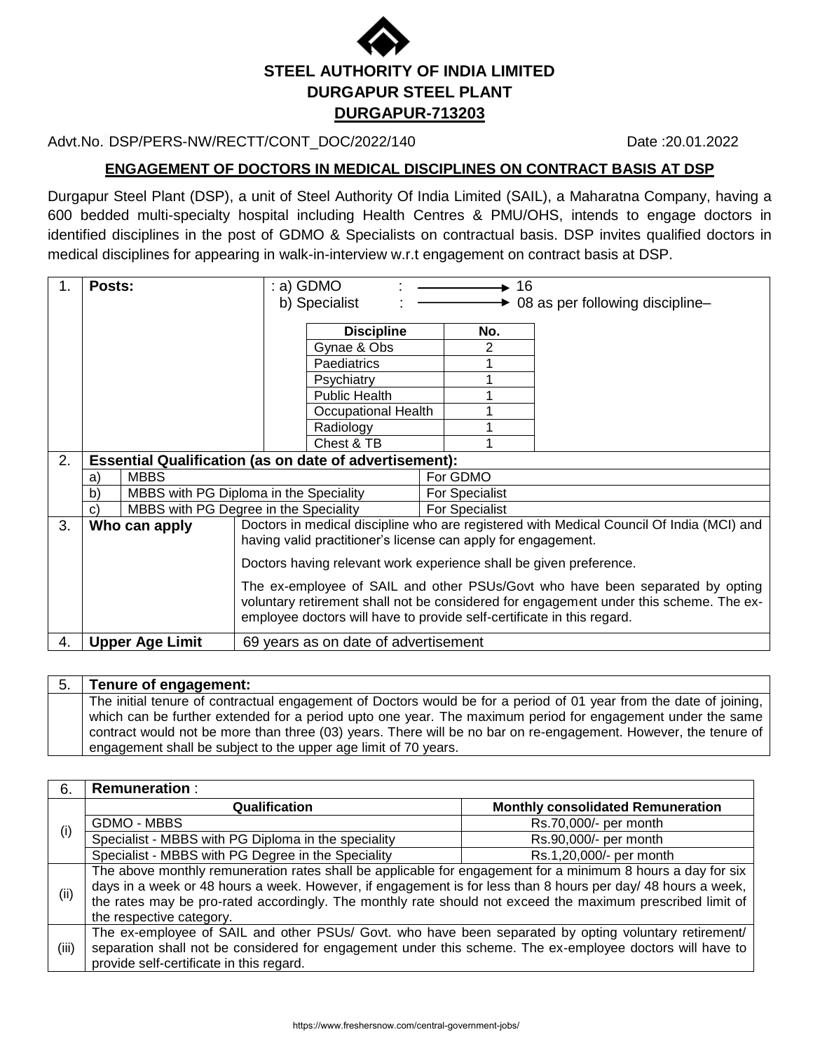# STEEL AUTHORITY OF INDIA LIMITED
## DURGAPUR STEEL PLANT
## DURGAPUR-713203

Advt.No. DSP/PERS-NW/RECTT/CONT_DOC/2022/140 Date :20.01.2022

### ENGAGEMENT OF DOCTORS IN MEDICAL DISCIPLINES ON CONTRACT BASIS AT DSP

Durgapur Steel Plant (DSP), a unit of Steel Authority Of India Limited (SAIL), a Maharatna Company, having a 600 bedded multi-specialty hospital including Health Centres & PMU/OHS, intends to engage doctors in identified disciplines in the post of GDMO & Specialists on contractual basis. DSP invites qualified doctors in medical disciplines for appearing in walk-in-interview w.r.t engagement on contract basis at DSP.

**1. Posts:**

a) GDMO : → 16

b) Specialist : → 08 as per following discipline–

| Discipline | No. |
|---|---|
| Gynae & Obs | 2 |
| Paediatrics | 1 |
| Psychiatry | 1 |
| Public Health | 1 |
| Occupational Health | 1 |
| Radiology | 1 |
| Chest & TB | 1 |

**2. Essential Qualification (as on date of advertisement):**

| | Qualification | Post |
|---|---|---|
| a) | MBBS | For GDMO |
| b) | MBBS with PG Diploma in the Speciality | For Specialist |
| c) | MBBS with PG Degree in the Speciality | For Specialist |

**3. Who can apply**

Doctors in medical discipline who are registered with Medical Council Of India (MCI) and having valid practitioner's license can apply for engagement.

Doctors having relevant work experience shall be given preference.

The ex-employee of SAIL and other PSUs/Govt who have been separated by opting voluntary retirement shall not be considered for engagement under this scheme. The ex-employee doctors will have to provide self-certificate in this regard.

**4. Upper Age Limit**

69 years as on date of advertisement

**5. Tenure of engagement:**

The initial tenure of contractual engagement of Doctors would be for a period of 01 year from the date of joining, which can be further extended for a period upto one year. The maximum period for engagement under the same contract would not be more than three (03) years. There will be no bar on re-engagement. However, the tenure of engagement shall be subject to the upper age limit of 70 years.

**6. Remuneration :**

(i)

| Qualification | Monthly consolidated Remuneration |
|---|---|
| GDMO - MBBS | Rs.70,000/- per month |
| Specialist - MBBS with PG Diploma in the speciality | Rs.90,000/- per month |
| Specialist - MBBS with PG Degree in the Speciality | Rs.1,20,000/- per month |

(ii) The above monthly remuneration rates shall be applicable for engagement for a minimum 8 hours a day for six days in a week or 48 hours a week. However, if engagement is for less than 8 hours per day/ 48 hours a week, the rates may be pro-rated accordingly. The monthly rate should not exceed the maximum prescribed limit of the respective category.

(iii) The ex-employee of SAIL and other PSUs/ Govt. who have been separated by opting voluntary retirement/ separation shall not be considered for engagement under this scheme. The ex-employee doctors will have to provide self-certificate in this regard.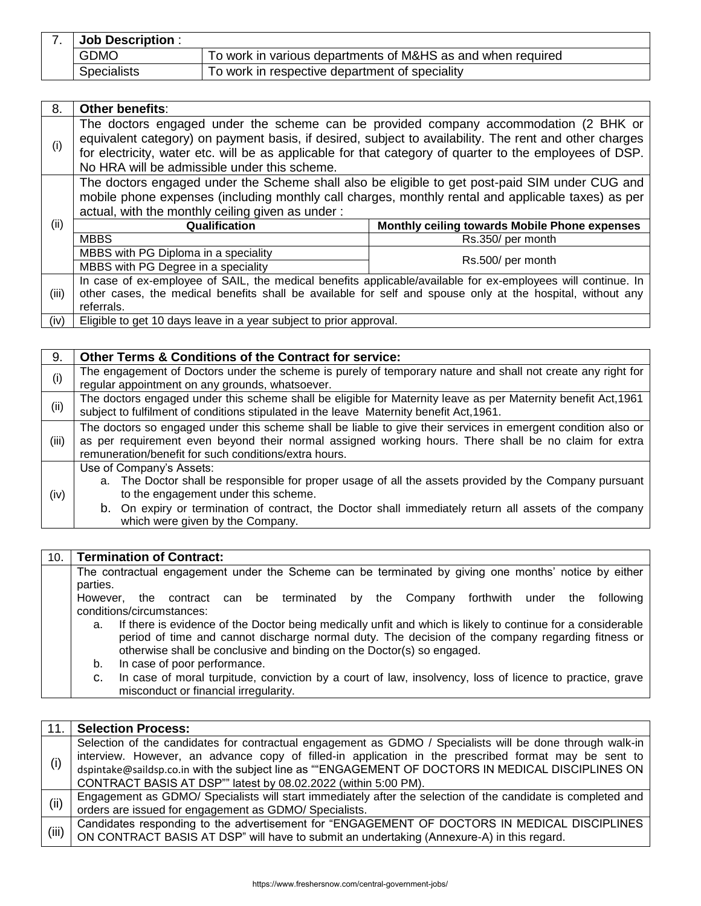| 7. | **Job Description** : | |
|---|---|---|
| | GDMO | To work in various departments of M&HS as and when required |
| | Specialists | To work in respective department of speciality |

| 8. | **Other benefits**: | |
|---|---|---|
| (i) | The doctors engaged under the scheme can be provided company accommodation (2 BHK or equivalent category) on payment basis, if desired, subject to availability. The rent and other charges for electricity, water etc. will be as applicable for that category of quarter to the employees of DSP. No HRA will be admissible under this scheme. | |
| (ii) | The doctors engaged under the Scheme shall also be eligible to get post-paid SIM under CUG and mobile phone expenses (including monthly call charges, monthly rental and applicable taxes) as per actual, with the monthly ceiling given as under : | |
| | **Qualification** | **Monthly ceiling towards Mobile Phone expenses** |
| | MBBS | Rs.350/ per month |
| | MBBS with PG Diploma in a speciality | Rs.500/ per month |
| | MBBS with PG Degree in a speciality | |
| (iii) | In case of ex-employee of SAIL, the medical benefits applicable/available for ex-employees will continue. In other cases, the medical benefits shall be available for self and spouse only at the hospital, without any referrals. | |
| (iv) | Eligible to get 10 days leave in a year subject to prior approval. | |

| 9. | **Other Terms & Conditions of the Contract for service:** |
|---|---|
| (i) | The engagement of Doctors under the scheme is purely of temporary nature and shall not create any right for regular appointment on any grounds, whatsoever. |
| (ii) | The doctors engaged under this scheme shall be eligible for Maternity leave as per Maternity benefit Act,1961 subject to fulfilment of conditions stipulated in the leave Maternity benefit Act,1961. |
| (iii) | The doctors so engaged under this scheme shall be liable to give their services in emergent condition also or as per requirement even beyond their normal assigned working hours. There shall be no claim for extra remuneration/benefit for such conditions/extra hours. |
| (iv) | Use of Company's Assets:<br>a. The Doctor shall be responsible for proper usage of all the assets provided by the Company pursuant to the engagement under this scheme.<br>b. On expiry or termination of contract, the Doctor shall immediately return all assets of the company which were given by the Company. |

| 10. | **Termination of Contract:** |
|---|---|
| | The contractual engagement under the Scheme can be terminated by giving one months' notice by either parties.<br>However, the contract can be terminated by the Company forthwith under the following conditions/circumstances:<br>a. If there is evidence of the Doctor being medically unfit and which is likely to continue for a considerable period of time and cannot discharge normal duty. The decision of the company regarding fitness or otherwise shall be conclusive and binding on the Doctor(s) so engaged.<br>b. In case of poor performance.<br>c. In case of moral turpitude, conviction by a court of law, insolvency, loss of licence to practice, grave misconduct or financial irregularity. |

| 11. | **Selection Process:** |
|---|---|
| (i) | Selection of the candidates for contractual engagement as GDMO / Specialists will be done through walk-in interview. However, an advance copy of filled-in application in the prescribed format may be sent to dspintake@saildsp.co.in with the subject line as ""ENGAGEMENT OF DOCTORS IN MEDICAL DISCIPLINES ON CONTRACT BASIS AT DSP"" latest by 08.02.2022 (within 5:00 PM). |
| (ii) | Engagement as GDMO/ Specialists will start immediately after the selection of the candidate is completed and orders are issued for engagement as GDMO/ Specialists. |
| (iii) | Candidates responding to the advertisement for "ENGAGEMENT OF DOCTORS IN MEDICAL DISCIPLINES ON CONTRACT BASIS AT DSP" will have to submit an undertaking (Annexure-A) in this regard. |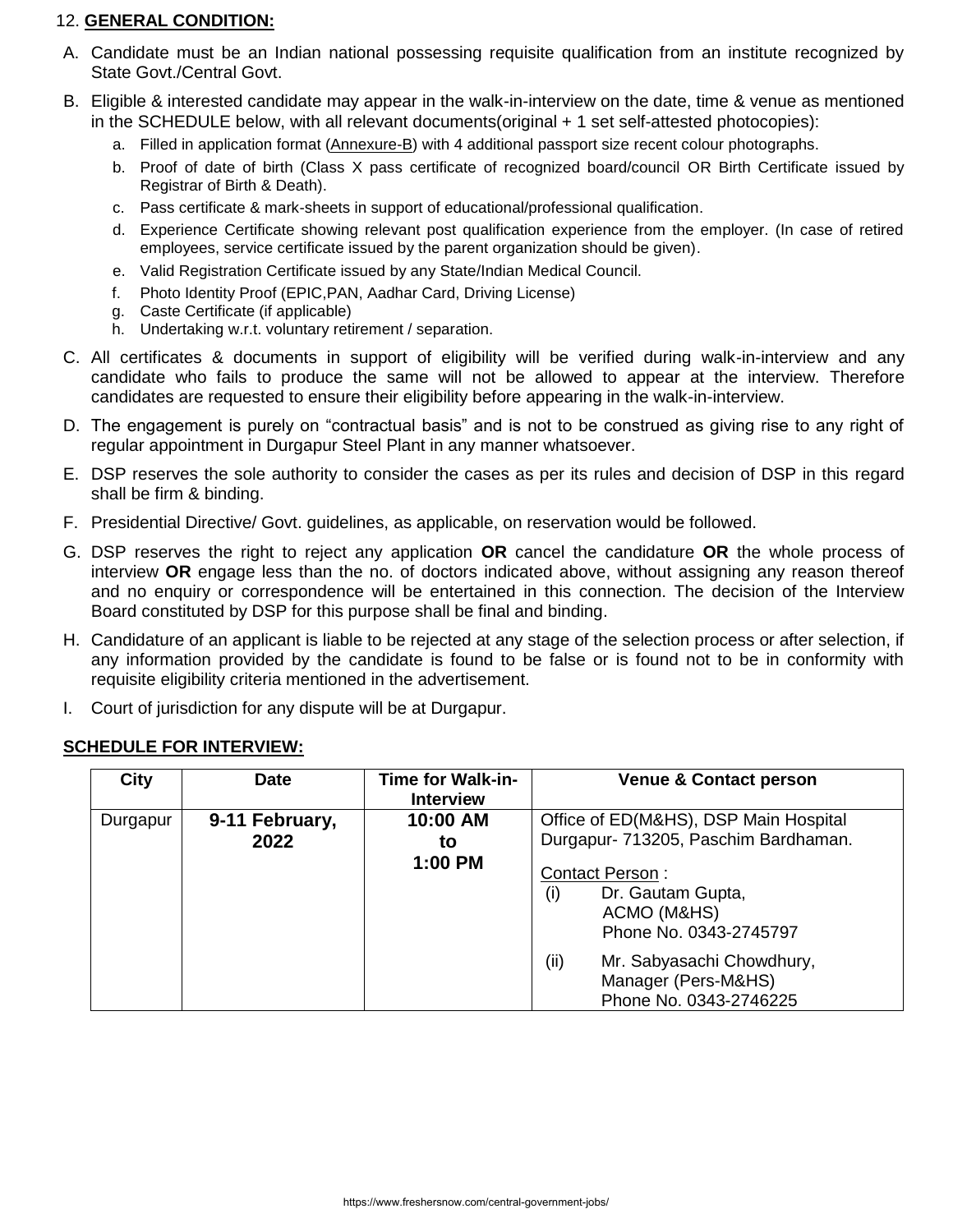12. **GENERAL CONDITION:**

A. Candidate must be an Indian national possessing requisite qualification from an institute recognized by State Govt./Central Govt.

B. Eligible & interested candidate may appear in the walk-in-interview on the date, time & venue as mentioned in the SCHEDULE below, with all relevant documents(original + 1 set self-attested photocopies):

   a. Filled in application format (Annexure-B) with 4 additional passport size recent colour photographs.
   b. Proof of date of birth (Class X pass certificate of recognized board/council OR Birth Certificate issued by Registrar of Birth & Death).
   c. Pass certificate & mark-sheets in support of educational/professional qualification.
   d. Experience Certificate showing relevant post qualification experience from the employer. (In case of retired employees, service certificate issued by the parent organization should be given).
   e. Valid Registration Certificate issued by any State/Indian Medical Council.
   f. Photo Identity Proof (EPIC,PAN, Aadhar Card, Driving License)
   g. Caste Certificate (if applicable)
   h. Undertaking w.r.t. voluntary retirement / separation.

C. All certificates & documents in support of eligibility will be verified during walk-in-interview and any candidate who fails to produce the same will not be allowed to appear at the interview. Therefore candidates are requested to ensure their eligibility before appearing in the walk-in-interview.

D. The engagement is purely on "contractual basis" and is not to be construed as giving rise to any right of regular appointment in Durgapur Steel Plant in any manner whatsoever.

E. DSP reserves the sole authority to consider the cases as per its rules and decision of DSP in this regard shall be firm & binding.

F. Presidential Directive/ Govt. guidelines, as applicable, on reservation would be followed.

G. DSP reserves the right to reject any application **OR** cancel the candidature **OR** the whole process of interview **OR** engage less than the no. of doctors indicated above, without assigning any reason thereof and no enquiry or correspondence will be entertained in this connection. The decision of the Interview Board constituted by DSP for this purpose shall be final and binding.

H. Candidature of an applicant is liable to be rejected at any stage of the selection process or after selection, if any information provided by the candidate is found to be false or is found not to be in conformity with requisite eligibility criteria mentioned in the advertisement.

I. Court of jurisdiction for any dispute will be at Durgapur.

**SCHEDULE FOR INTERVIEW:**

| City | Date | Time for Walk-in-Interview | Venue & Contact person |
|---|---|---|---|
| Durgapur | **9-11 February, 2022** | **10:00 AM to 1:00 PM** | Office of ED(M&HS), DSP Main Hospital Durgapur- 713205, Paschim Bardhaman.<br><br>Contact Person :<br>(i) Dr. Gautam Gupta, ACMO (M&HS) Phone No. 0343-2745797<br><br>(ii) Mr. Sabyasachi Chowdhury, Manager (Pers-M&HS) Phone No. 0343-2746225 |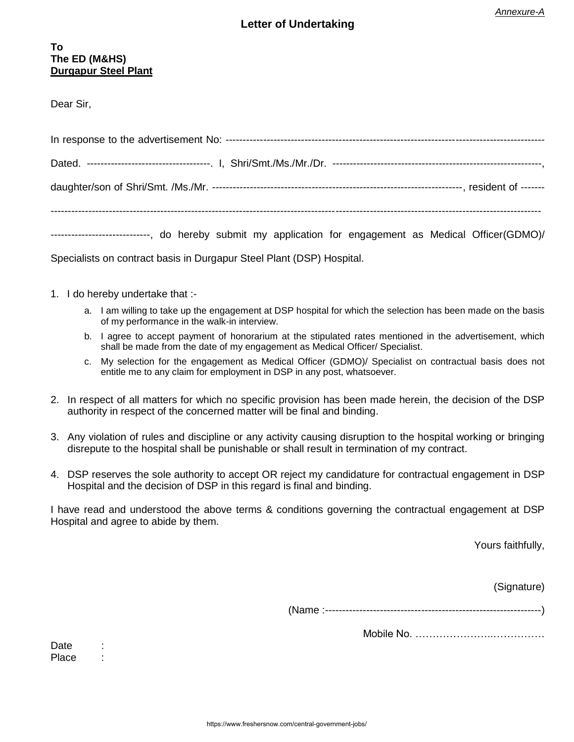*Annexure-A*

## Letter of Undertaking

**To**
**The ED (M&HS)**
**Durgapur Steel Plant**

Dear Sir,

In response to the advertisement No: ------------------------------------------------------------------------------------------

Dated. -----------------------------------. I, Shri/Smt./Ms./Mr./Dr. ------------------------------------------------------------,

daughter/son of Shri/Smt. /Ms./Mr. ----------------------------------------------------------------------, resident of -------

------------------------------------------------------------------------------------------------------------------------------------------

-----------------------------, do hereby submit my application for engagement as Medical Officer(GDMO)/ Specialists on contract basis in Durgapur Steel Plant (DSP) Hospital.

1. I do hereby undertake that :-
   a. I am willing to take up the engagement at DSP hospital for which the selection has been made on the basis of my performance in the walk-in interview.
   b. I agree to accept payment of honorarium at the stipulated rates mentioned in the advertisement, which shall be made from the date of my engagement as Medical Officer/ Specialist.
   c. My selection for the engagement as Medical Officer (GDMO)/ Specialist on contractual basis does not entitle me to any claim for employment in DSP in any post, whatsoever.
2. In respect of all matters for which no specific provision has been made herein, the decision of the DSP authority in respect of the concerned matter will be final and binding.
3. Any violation of rules and discipline or any activity causing disruption to the hospital working or bringing disrepute to the hospital shall be punishable or shall result in termination of my contract.
4. DSP reserves the sole authority to accept OR reject my candidature for contractual engagement in DSP Hospital and the decision of DSP in this regard is final and binding.

I have read and understood the above terms & conditions governing the contractual engagement at DSP Hospital and agree to abide by them.

Yours faithfully,

(Signature)

(Name :--------------------------------------------------------------)

Mobile No. ……………………..……………

Date :
Place :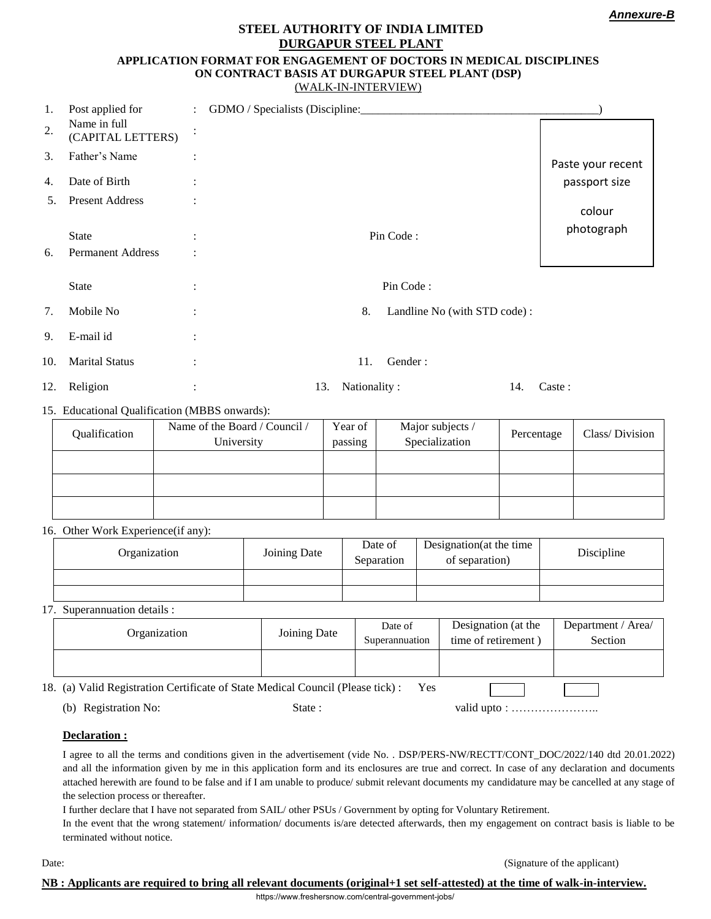***Annexure-B***

**STEEL AUTHORITY OF INDIA LIMITED**

**DURGAPUR STEEL PLANT**

**APPLICATION FORMAT FOR ENGAGEMENT OF DOCTORS IN MEDICAL DISCIPLINES ON CONTRACT BASIS AT DURGAPUR STEEL PLANT (DSP)**

(WALK-IN-INTERVIEW)

1. Post applied for : GDMO / Specialists (Discipline:__________________________________________)
2. Name in full (CAPITAL LETTERS) :
3. Father's Name :
4. Date of Birth :
5. Present Address :

   State : Pin Code :
6. Permanent Address :

   State : Pin Code :
7. Mobile No : 8. Landline No (with STD code) :
9. E-mail id :
10. Marital Status : 11. Gender :
12. Religion : 13. Nationality : 14. Caste :

Paste your recent passport size colour photograph

15. Educational Qualification (MBBS onwards):

| Qualification | Name of the Board / Council / University | Year of passing | Major subjects / Specialization | Percentage | Class/ Division |
|---|---|---|---|---|---|
| | | | | | |
| | | | | | |
| | | | | | |

16. Other Work Experience(if any):

| Organization | Joining Date | Date of Separation | Designation(at the time of separation) | Discipline |
|---|---|---|---|---|
| | | | | |
| | | | | |

17. Superannuation details :

| Organization | Joining Date | Date of Superannuation | Designation (at the time of retirement ) | Department / Area/ Section |
|---|---|---|---|---|
| | | | | |

18. (a) Valid Registration Certificate of State Medical Council (Please tick) : Yes ☐ ☐

    (b) Registration No: State : valid upto : …………………..

**Declaration :**

I agree to all the terms and conditions given in the advertisement (vide No. . DSP/PERS-NW/RECTT/CONT_DOC/2022/140 dtd 20.01.2022) and all the information given by me in this application form and its enclosures are true and correct. In case of any declaration and documents attached herewith are found to be false and if I am unable to produce/ submit relevant documents my candidature may be cancelled at any stage of the selection process or thereafter.

I further declare that I have not separated from SAIL/ other PSUs / Government by opting for Voluntary Retirement.

In the event that the wrong statement/ information/ documents is/are detected afterwards, then my engagement on contract basis is liable to be terminated without notice.

Date: (Signature of the applicant)

**NB : Applicants are required to bring all relevant documents (original+1 set self-attested) at the time of walk-in-interview.**

https://www.freshersnow.com/central-government-jobs/